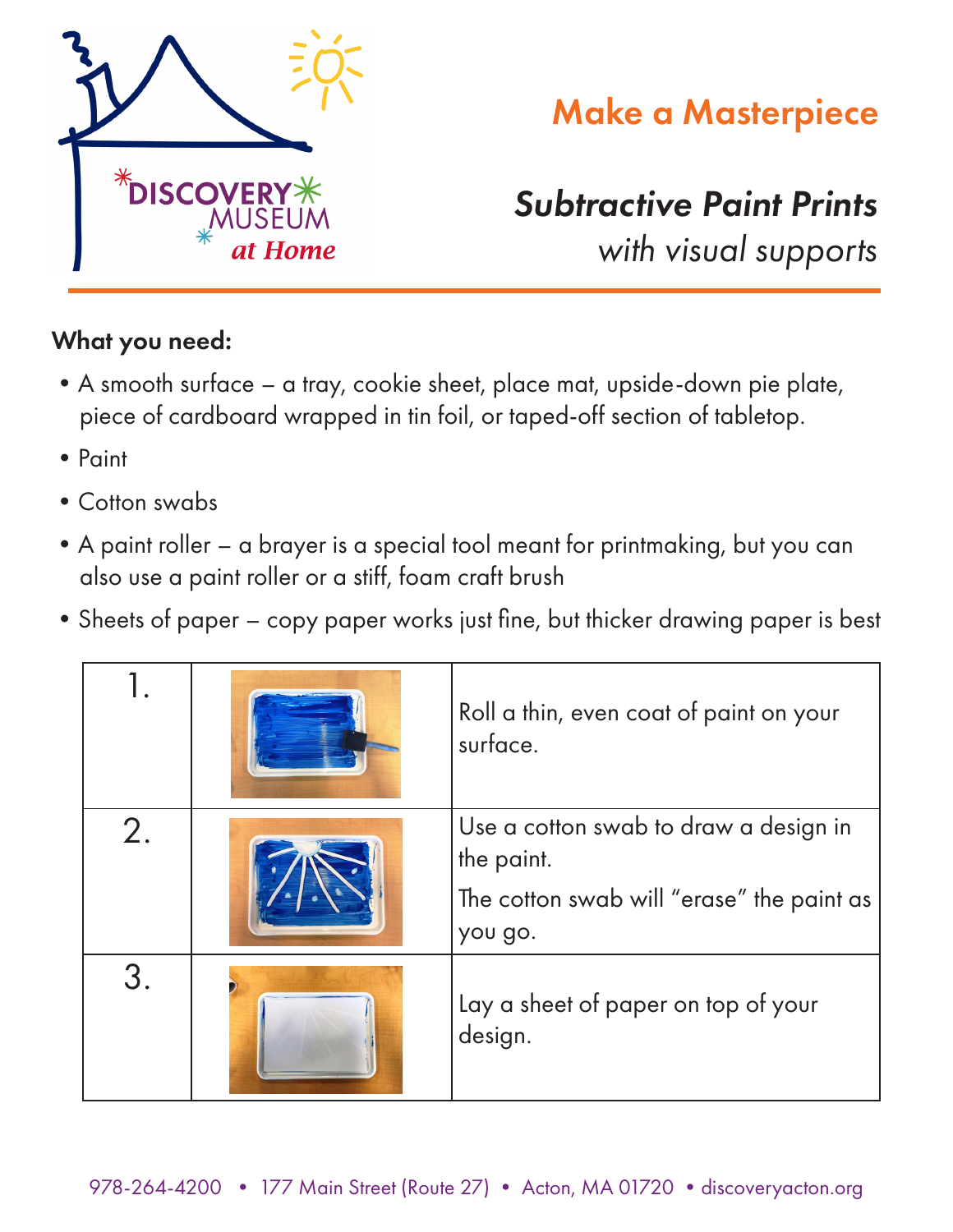# Make a Masterpiece

## *Subtractive Paint Prints*

*with visual supports*

**What you need:**

- A smooth surface – a tray, cookie sheet, place mat, upside-down pie plate, piece of cardboard wrapped in tin foil, or taped-off section of tabletop.
- Paint
- Cotton swabs
- A paint roller – a brayer is a special tool meant for printmaking, but you can also use a paint roller or a stiff, foam craft brush
- Sheets of paper – copy paper works just fine, but thicker drawing paper is best

| | | |
|---|---|---|
| 1. | | Roll a thin, even coat of paint on your surface. |
| 2. | | Use a cotton swab to draw a design in the paint.<br>The cotton swab will "erase" the paint as you go. |
| 3. | | Lay a sheet of paper on top of your design. |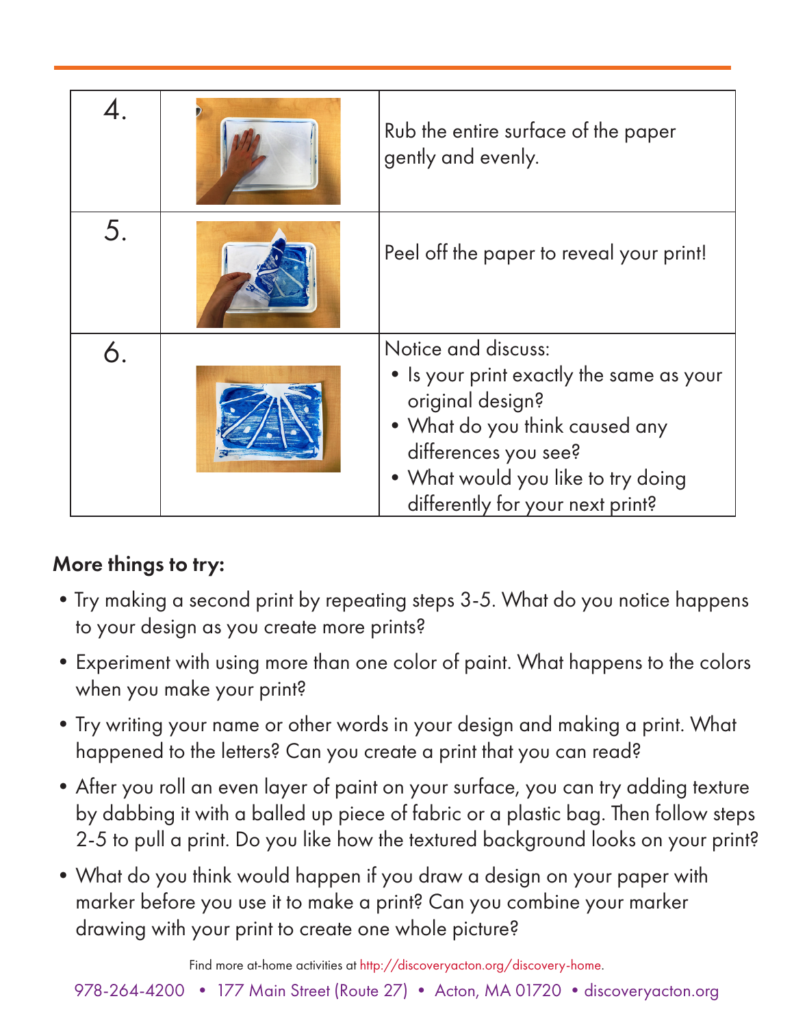| | | |
|---|---|---|
| 4. | | Rub the entire surface of the paper gently and evenly. |
| 5. | | Peel off the paper to reveal your print! |
| 6. | | Notice and discuss:<br>• Is your print exactly the same as your original design?<br>• What do you think caused any differences you see?<br>• What would you like to try doing differently for your next print? |

**More things to try:**

- Try making a second print by repeating steps 3-5. What do you notice happens to your design as you create more prints?
- Experiment with using more than one color of paint. What happens to the colors when you make your print?
- Try writing your name or other words in your design and making a print. What happened to the letters? Can you create a print that you can read?
- After you roll an even layer of paint on your surface, you can try adding texture by dabbing it with a balled up piece of fabric or a plastic bag. Then follow steps 2-5 to pull a print. Do you like how the textured background looks on your print?
- What do you think would happen if you draw a design on your paper with marker before you use it to make a print? Can you combine your marker drawing with your print to create one whole picture?

Find more at-home activities at http://discoveryacton.org/discovery-home.

978-264-4200 • 177 Main Street (Route 27) • Acton, MA 01720 • discoveryacton.org